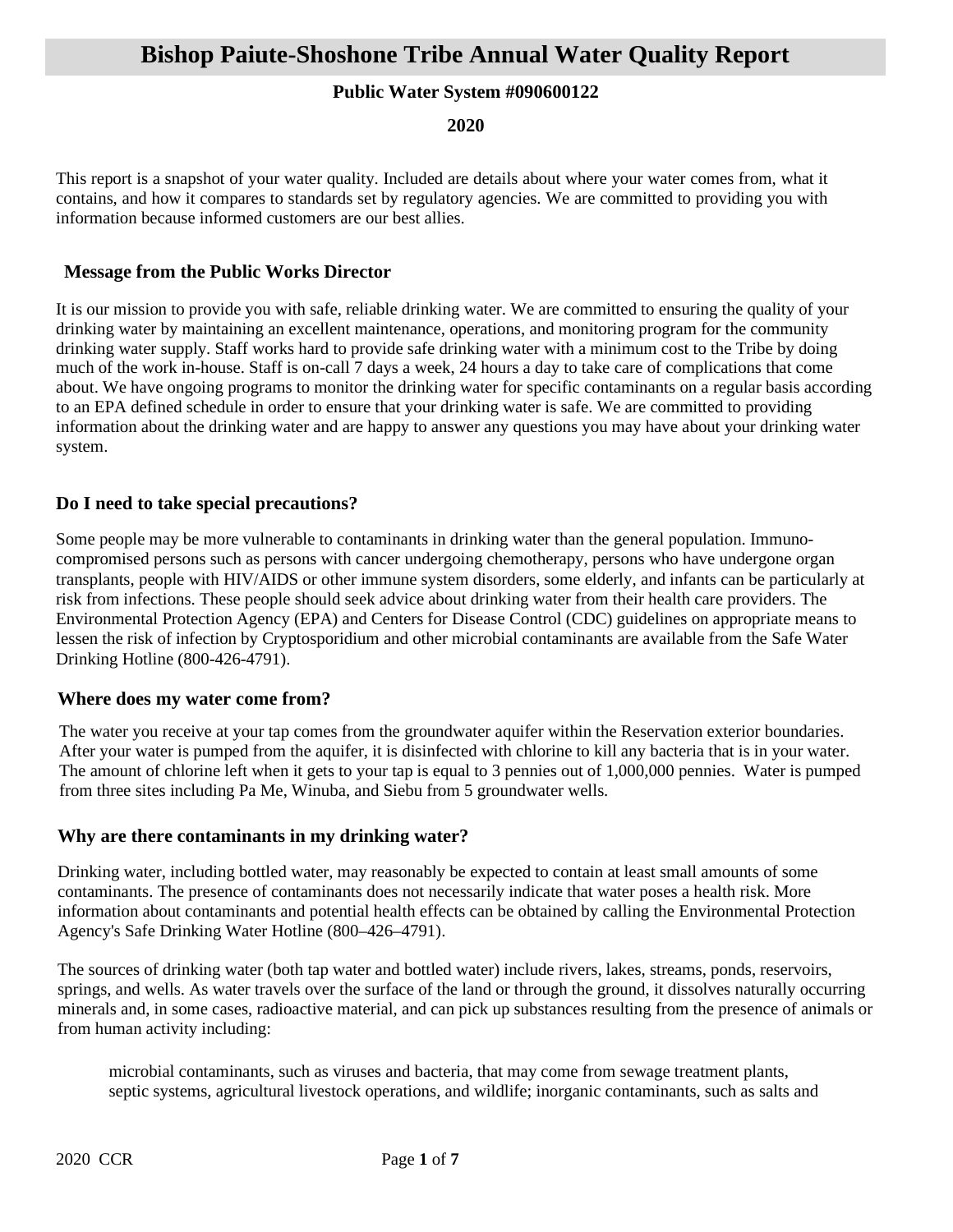# Bishop Paiute-Shoshone Tribe Annual Water Quality Report

**Public Water System #090600122**

**2020**

This report is a snapshot of your water quality. Included are details about where your water comes from, what it contains, and how it compares to standards set by regulatory agencies. We are committed to providing you with information because informed customers are our best allies.

## Message from the Public Works Director

It is our mission to provide you with safe, reliable drinking water. We are committed to ensuring the quality of your drinking water by maintaining an excellent maintenance, operations, and monitoring program for the community drinking water supply. Staff works hard to provide safe drinking water with a minimum cost to the Tribe by doing much of the work in-house. Staff is on-call 7 days a week, 24 hours a day to take care of complications that come about. We have ongoing programs to monitor the drinking water for specific contaminants on a regular basis according to an EPA defined schedule in order to ensure that your drinking water is safe. We are committed to providing information about the drinking water and are happy to answer any questions you may have about your drinking water system.

## Do I need to take special precautions?

Some people may be more vulnerable to contaminants in drinking water than the general population. Immuno-compromised persons such as persons with cancer undergoing chemotherapy, persons who have undergone organ transplants, people with HIV/AIDS or other immune system disorders, some elderly, and infants can be particularly at risk from infections. These people should seek advice about drinking water from their health care providers. The Environmental Protection Agency (EPA) and Centers for Disease Control (CDC) guidelines on appropriate means to lessen the risk of infection by Cryptosporidium and other microbial contaminants are available from the Safe Water Drinking Hotline (800-426-4791).

## Where does my water come from?

The water you receive at your tap comes from the groundwater aquifer within the Reservation exterior boundaries. After your water is pumped from the aquifer, it is disinfected with chlorine to kill any bacteria that is in your water. The amount of chlorine left when it gets to your tap is equal to 3 pennies out of 1,000,000 pennies. Water is pumped from three sites including Pa Me, Winuba, and Siebu from 5 groundwater wells.

## Why are there contaminants in my drinking water?

Drinking water, including bottled water, may reasonably be expected to contain at least small amounts of some contaminants. The presence of contaminants does not necessarily indicate that water poses a health risk. More information about contaminants and potential health effects can be obtained by calling the Environmental Protection Agency's Safe Drinking Water Hotline (800–426–4791).

The sources of drinking water (both tap water and bottled water) include rivers, lakes, streams, ponds, reservoirs, springs, and wells. As water travels over the surface of the land or through the ground, it dissolves naturally occurring minerals and, in some cases, radioactive material, and can pick up substances resulting from the presence of animals or from human activity including:

microbial contaminants, such as viruses and bacteria, that may come from sewage treatment plants, septic systems, agricultural livestock operations, and wildlife; inorganic contaminants, such as salts and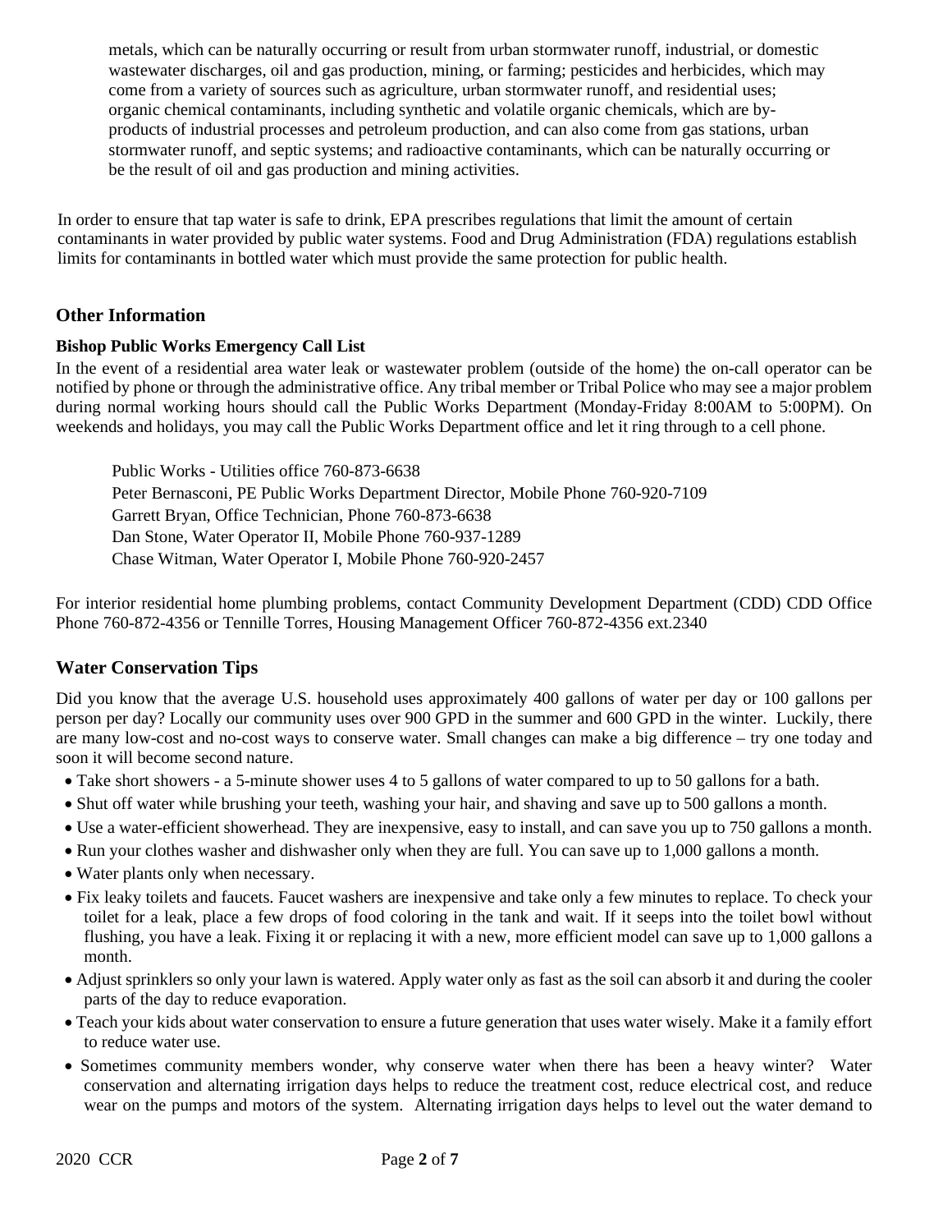metals, which can be naturally occurring or result from urban stormwater runoff, industrial, or domestic wastewater discharges, oil and gas production, mining, or farming; pesticides and herbicides, which may come from a variety of sources such as agriculture, urban stormwater runoff, and residential uses; organic chemical contaminants, including synthetic and volatile organic chemicals, which are by-products of industrial processes and petroleum production, and can also come from gas stations, urban stormwater runoff, and septic systems; and radioactive contaminants, which can be naturally occurring or be the result of oil and gas production and mining activities.

In order to ensure that tap water is safe to drink, EPA prescribes regulations that limit the amount of certain contaminants in water provided by public water systems. Food and Drug Administration (FDA) regulations establish limits for contaminants in bottled water which must provide the same protection for public health.

## Other Information

**Bishop Public Works Emergency Call List**

In the event of a residential area water leak or wastewater problem (outside of the home) the on-call operator can be notified by phone or through the administrative office. Any tribal member or Tribal Police who may see a major problem during normal working hours should call the Public Works Department (Monday-Friday 8:00AM to 5:00PM). On weekends and holidays, you may call the Public Works Department office and let it ring through to a cell phone.

Public Works - Utilities office 760-873-6638
Peter Bernasconi, PE Public Works Department Director, Mobile Phone 760-920-7109
Garrett Bryan, Office Technician, Phone 760-873-6638
Dan Stone, Water Operator II, Mobile Phone 760-937-1289
Chase Witman, Water Operator I, Mobile Phone 760-920-2457

For interior residential home plumbing problems, contact Community Development Department (CDD) CDD Office Phone 760-872-4356 or Tennille Torres, Housing Management Officer 760-872-4356 ext.2340

## Water Conservation Tips

Did you know that the average U.S. household uses approximately 400 gallons of water per day or 100 gallons per person per day? Locally our community uses over 900 GPD in the summer and 600 GPD in the winter. Luckily, there are many low-cost and no-cost ways to conserve water. Small changes can make a big difference – try one today and soon it will become second nature.

- Take short showers - a 5-minute shower uses 4 to 5 gallons of water compared to up to 50 gallons for a bath.
- Shut off water while brushing your teeth, washing your hair, and shaving and save up to 500 gallons a month.
- Use a water-efficient showerhead. They are inexpensive, easy to install, and can save you up to 750 gallons a month.
- Run your clothes washer and dishwasher only when they are full. You can save up to 1,000 gallons a month.
- Water plants only when necessary.
- Fix leaky toilets and faucets. Faucet washers are inexpensive and take only a few minutes to replace. To check your toilet for a leak, place a few drops of food coloring in the tank and wait. If it seeps into the toilet bowl without flushing, you have a leak. Fixing it or replacing it with a new, more efficient model can save up to 1,000 gallons a month.
- Adjust sprinklers so only your lawn is watered. Apply water only as fast as the soil can absorb it and during the cooler parts of the day to reduce evaporation.
- Teach your kids about water conservation to ensure a future generation that uses water wisely. Make it a family effort to reduce water use.
- Sometimes community members wonder, why conserve water when there has been a heavy winter? Water conservation and alternating irrigation days helps to reduce the treatment cost, reduce electrical cost, and reduce wear on the pumps and motors of the system. Alternating irrigation days helps to level out the water demand to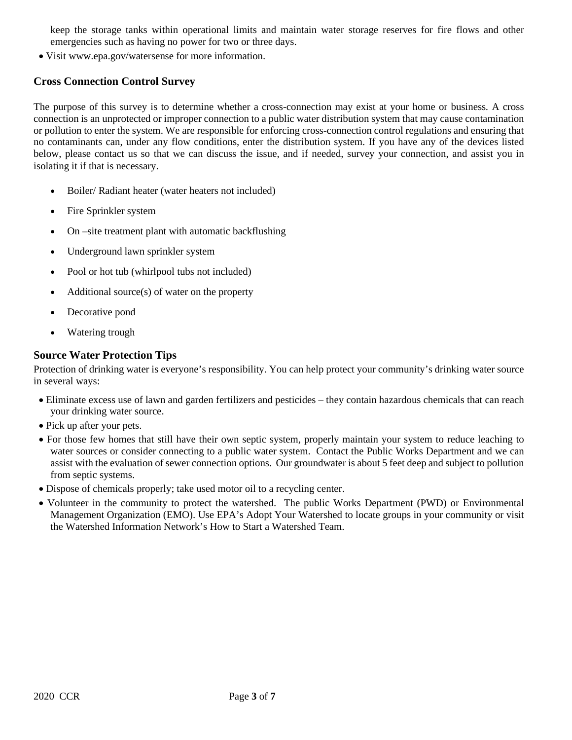keep the storage tanks within operational limits and maintain water storage reserves for fire flows and other emergencies such as having no power for two or three days.

- Visit www.epa.gov/watersense for more information.

### Cross Connection Control Survey

The purpose of this survey is to determine whether a cross-connection may exist at your home or business. A cross connection is an unprotected or improper connection to a public water distribution system that may cause contamination or pollution to enter the system. We are responsible for enforcing cross-connection control regulations and ensuring that no contaminants can, under any flow conditions, enter the distribution system. If you have any of the devices listed below, please contact us so that we can discuss the issue, and if needed, survey your connection, and assist you in isolating it if that is necessary.

- Boiler/ Radiant heater (water heaters not included)
- Fire Sprinkler system
- On –site treatment plant with automatic backflushing
- Underground lawn sprinkler system
- Pool or hot tub (whirlpool tubs not included)
- Additional source(s) of water on the property
- Decorative pond
- Watering trough

### Source Water Protection Tips

Protection of drinking water is everyone's responsibility. You can help protect your community's drinking water source in several ways:

- Eliminate excess use of lawn and garden fertilizers and pesticides – they contain hazardous chemicals that can reach your drinking water source.
- Pick up after your pets.
- For those few homes that still have their own septic system, properly maintain your system to reduce leaching to water sources or consider connecting to a public water system. Contact the Public Works Department and we can assist with the evaluation of sewer connection options. Our groundwater is about 5 feet deep and subject to pollution from septic systems.
- Dispose of chemicals properly; take used motor oil to a recycling center.
- Volunteer in the community to protect the watershed. The public Works Department (PWD) or Environmental Management Organization (EMO). Use EPA's Adopt Your Watershed to locate groups in your community or visit the Watershed Information Network's How to Start a Watershed Team.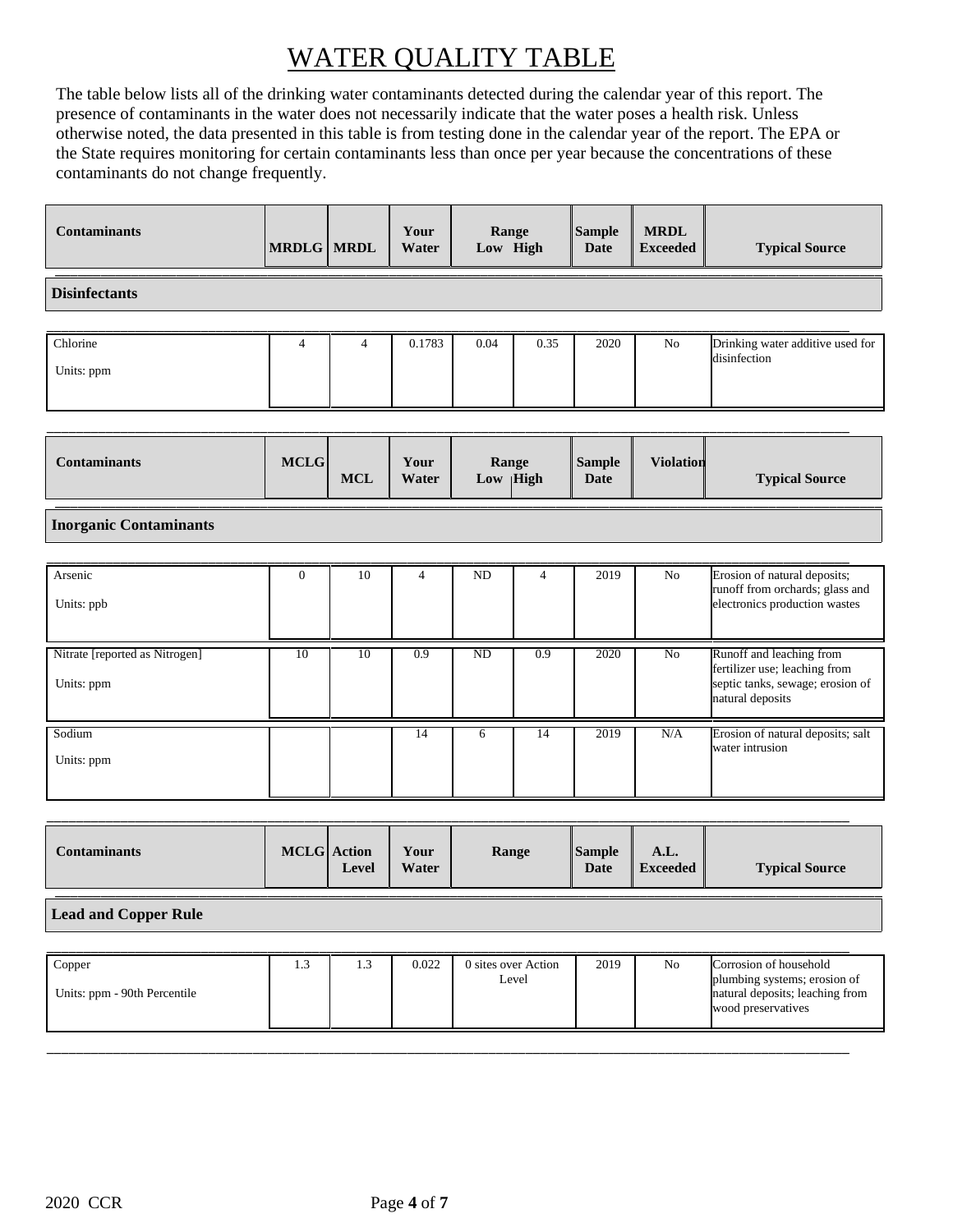# WATER QUALITY TABLE

The table below lists all of the drinking water contaminants detected during the calendar year of this report. The presence of contaminants in the water does not necessarily indicate that the water poses a health risk. Unless otherwise noted, the data presented in this table is from testing done in the calendar year of the report. The EPA or the State requires monitoring for certain contaminants less than once per year because the concentrations of these contaminants do not change frequently.

| Contaminants | MRDLG | MRDL | Your Water | Range Low | Range High | Sample Date | MRDL Exceeded | Typical Source |
|---|---|---|---|---|---|---|---|---|
| **Disinfectants** | | | | | | | | |
| Chlorine<br>Units: ppm | 4 | 4 | 0.1783 | 0.04 | 0.35 | 2020 | No | Drinking water additive used for disinfection |

| Contaminants | MCLG | MCL | Your Water | Range Low | Range High | Sample Date | Violation | Typical Source |
|---|---|---|---|---|---|---|---|---|
| **Inorganic Contaminants** | | | | | | | | |
| Arsenic<br>Units: ppb | 0 | 10 | 4 | ND | 4 | 2019 | No | Erosion of natural deposits; runoff from orchards; glass and electronics production wastes |
| Nitrate [reported as Nitrogen]<br>Units: ppm | 10 | 10 | 0.9 | ND | 0.9 | 2020 | No | Runoff and leaching from fertilizer use; leaching from septic tanks, sewage; erosion of natural deposits |
| Sodium<br>Units: ppm | | | 14 | 6 | 14 | 2019 | N/A | Erosion of natural deposits; salt water intrusion |

| Contaminants | MCLG | Action Level | Your Water | Range | Sample Date | A.L. Exceeded | Typical Source |
|---|---|---|---|---|---|---|---|
| **Lead and Copper Rule** | | | | | | | |
| Copper<br>Units: ppm - 90th Percentile | 1.3 | 1.3 | 0.022 | 0 sites over Action Level | 2019 | No | Corrosion of household plumbing systems; erosion of natural deposits; leaching from wood preservatives |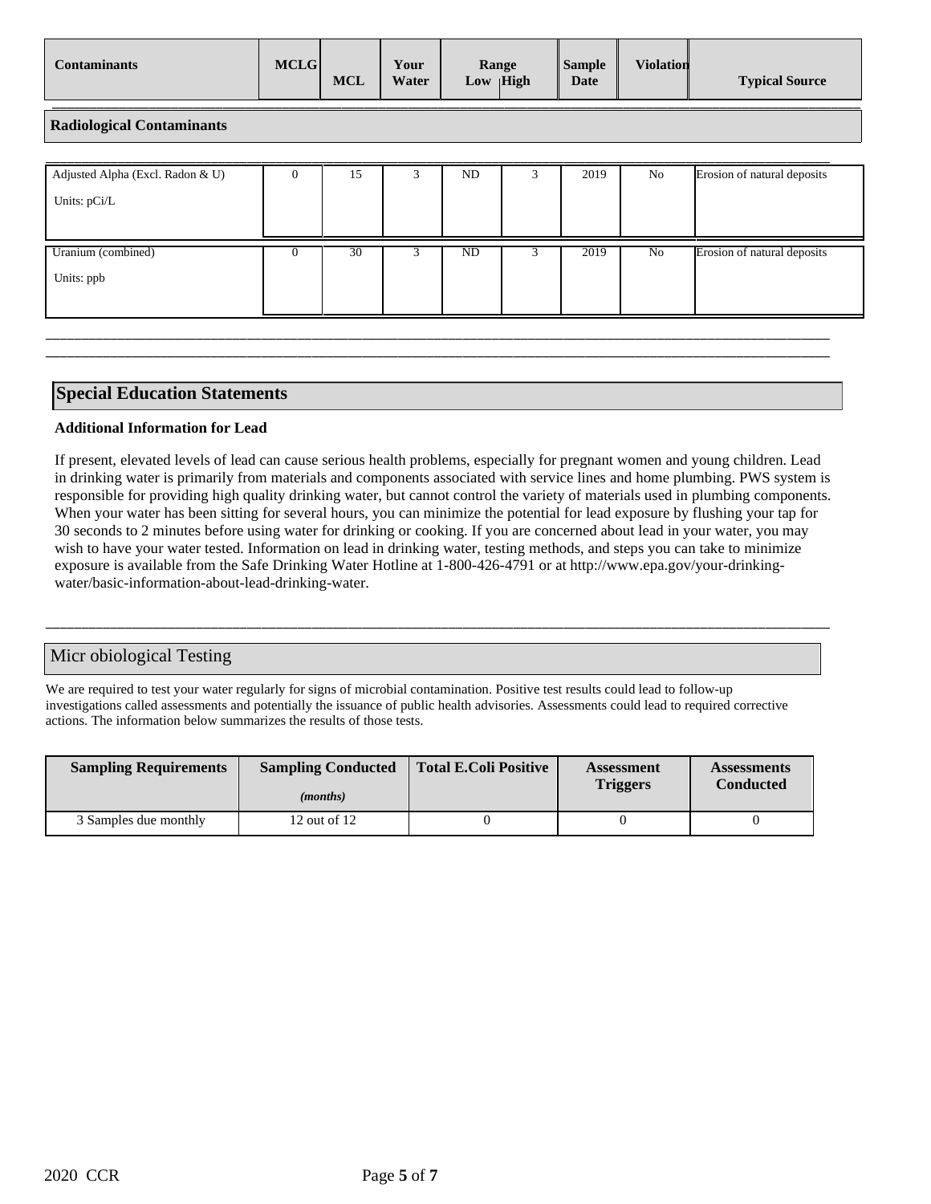| Contaminants | MCLG | MCL | Your Water | Range Low | Range High | Sample Date | Violation | Typical Source |
|---|---|---|---|---|---|---|---|---|
| **Radiological Contaminants** | | | | | | | | |
| Adjusted Alpha (Excl. Radon & U) Units: pCi/L | 0 | 15 | 3 | ND | 3 | 2019 | No | Erosion of natural deposits |
| Uranium (combined) Units: ppb | 0 | 30 | 3 | ND | 3 | 2019 | No | Erosion of natural deposits |

## Special Education Statements

**Additional Information for Lead**

If present, elevated levels of lead can cause serious health problems, especially for pregnant women and young children. Lead in drinking water is primarily from materials and components associated with service lines and home plumbing. PWS system is responsible for providing high quality drinking water, but cannot control the variety of materials used in plumbing components. When your water has been sitting for several hours, you can minimize the potential for lead exposure by flushing your tap for 30 seconds to 2 minutes before using water for drinking or cooking. If you are concerned about lead in your water, you may wish to have your water tested. Information on lead in drinking water, testing methods, and steps you can take to minimize exposure is available from the Safe Drinking Water Hotline at 1-800-426-4791 or at http://www.epa.gov/your-drinking-water/basic-information-about-lead-drinking-water.

## Micr obiological Testing

We are required to test your water regularly for signs of microbial contamination. Positive test results could lead to follow-up investigations called assessments and potentially the issuance of public health advisories. Assessments could lead to required corrective actions. The information below summarizes the results of those tests.

| Sampling Requirements | Sampling Conducted *(months)* | Total E.Coli Positive | Assessment Triggers | Assessments Conducted |
|---|---|---|---|---|
| 3 Samples due monthly | 12 out of 12 | 0 | 0 | 0 |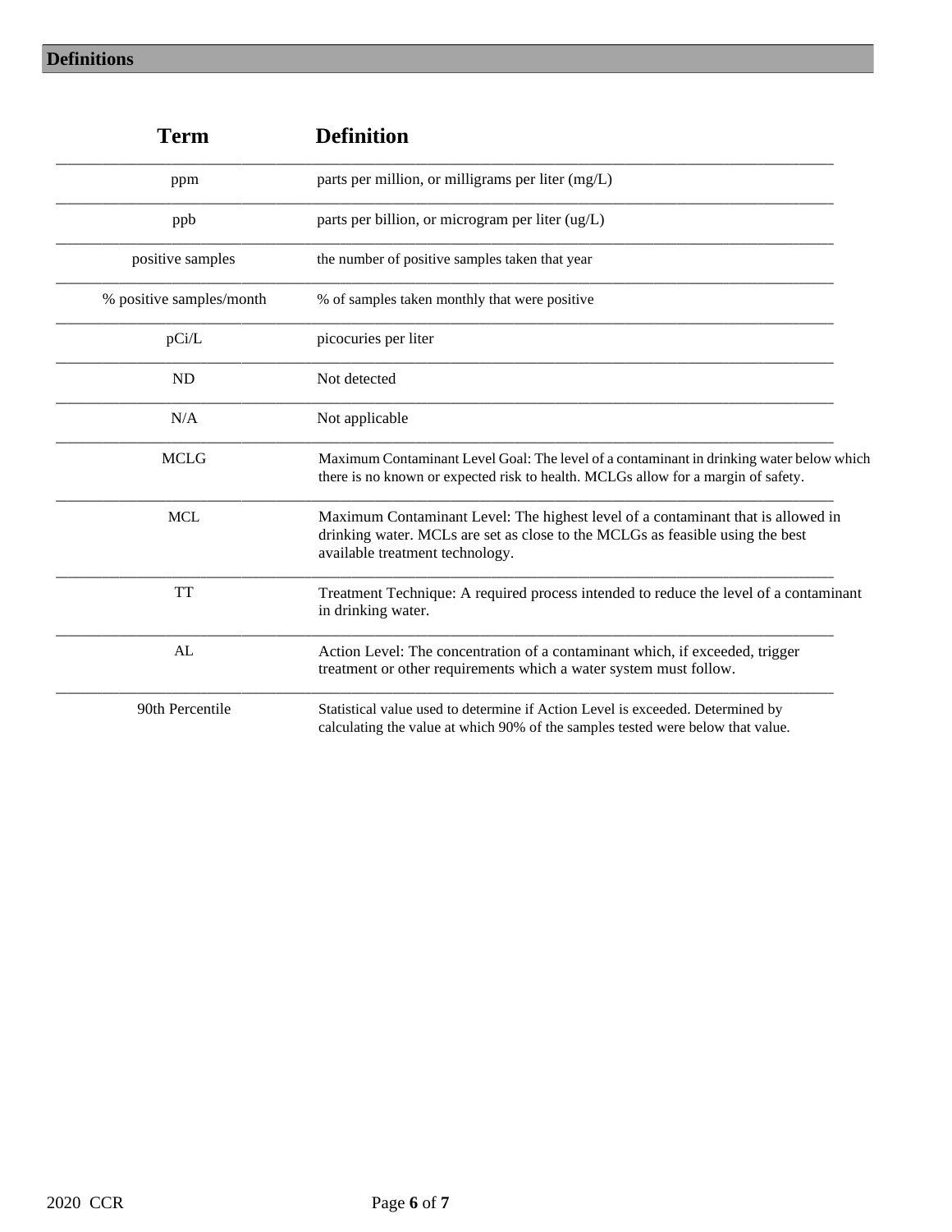## Definitions

| Term | Definition |
|---|---|
| ppm | parts per million, or milligrams per liter (mg/L) |
| ppb | parts per billion, or microgram per liter (ug/L) |
| positive samples | the number of positive samples taken that year |
| % positive samples/month | % of samples taken monthly that were positive |
| pCi/L | picocuries per liter |
| ND | Not detected |
| N/A | Not applicable |
| MCLG | Maximum Contaminant Level Goal: The level of a contaminant in drinking water below which there is no known or expected risk to health. MCLGs allow for a margin of safety. |
| MCL | Maximum Contaminant Level: The highest level of a contaminant that is allowed in drinking water. MCLs are set as close to the MCLGs as feasible using the best available treatment technology. |
| TT | Treatment Technique: A required process intended to reduce the level of a contaminant in drinking water. |
| AL | Action Level: The concentration of a contaminant which, if exceeded, trigger treatment or other requirements which a water system must follow. |
| 90th Percentile | Statistical value used to determine if Action Level is exceeded. Determined by calculating the value at which 90% of the samples tested were below that value. |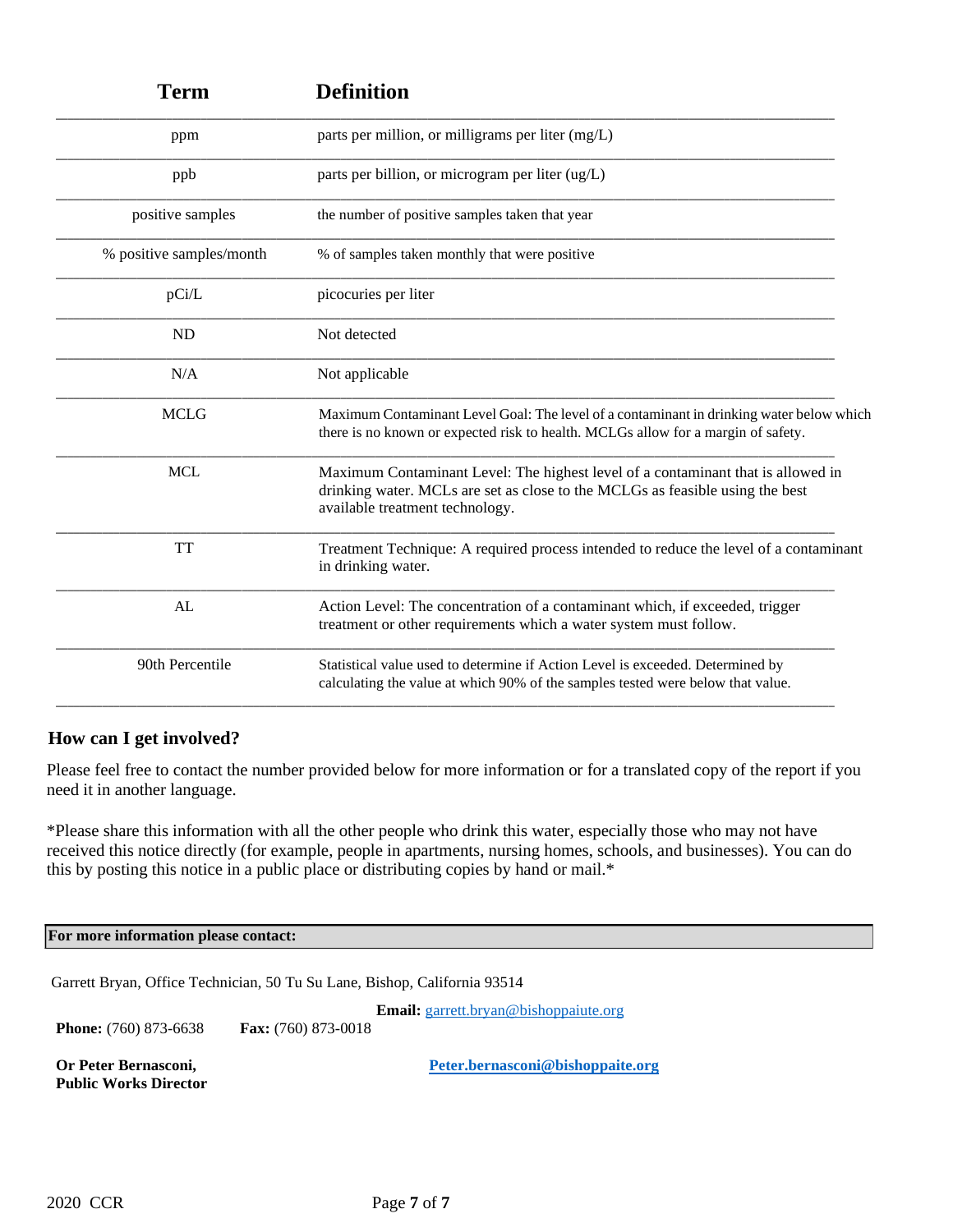| Term | Definition |
|---|---|
| ppm | parts per million, or milligrams per liter (mg/L) |
| ppb | parts per billion, or microgram per liter (ug/L) |
| positive samples | the number of positive samples taken that year |
| % positive samples/month | % of samples taken monthly that were positive |
| pCi/L | picocuries per liter |
| ND | Not detected |
| N/A | Not applicable |
| MCLG | Maximum Contaminant Level Goal: The level of a contaminant in drinking water below which there is no known or expected risk to health. MCLGs allow for a margin of safety. |
| MCL | Maximum Contaminant Level: The highest level of a contaminant that is allowed in drinking water. MCLs are set as close to the MCLGs as feasible using the best available treatment technology. |
| TT | Treatment Technique: A required process intended to reduce the level of a contaminant in drinking water. |
| AL | Action Level: The concentration of a contaminant which, if exceeded, trigger treatment or other requirements which a water system must follow. |
| 90th Percentile | Statistical value used to determine if Action Level is exceeded. Determined by calculating the value at which 90% of the samples tested were below that value. |

## How can I get involved?

Please feel free to contact the number provided below for more information or for a translated copy of the report if you need it in another language.

*Please share this information with all the other people who drink this water, especially those who may not have received this notice directly (for example, people in apartments, nursing homes, schools, and businesses). You can do this by posting this notice in a public place or distributing copies by hand or mail.*

**For more information please contact:**

Garrett Bryan, Office Technician, 50 Tu Su Lane, Bishop, California 93514

**Phone:** (760) 873-6638 **Fax:** (760) 873-0018 **Email:** garrett.bryan@bishoppaiute.org

**Or Peter Bernasconi, Public Works Director** **Peter.bernasconi@bishoppaite.org**